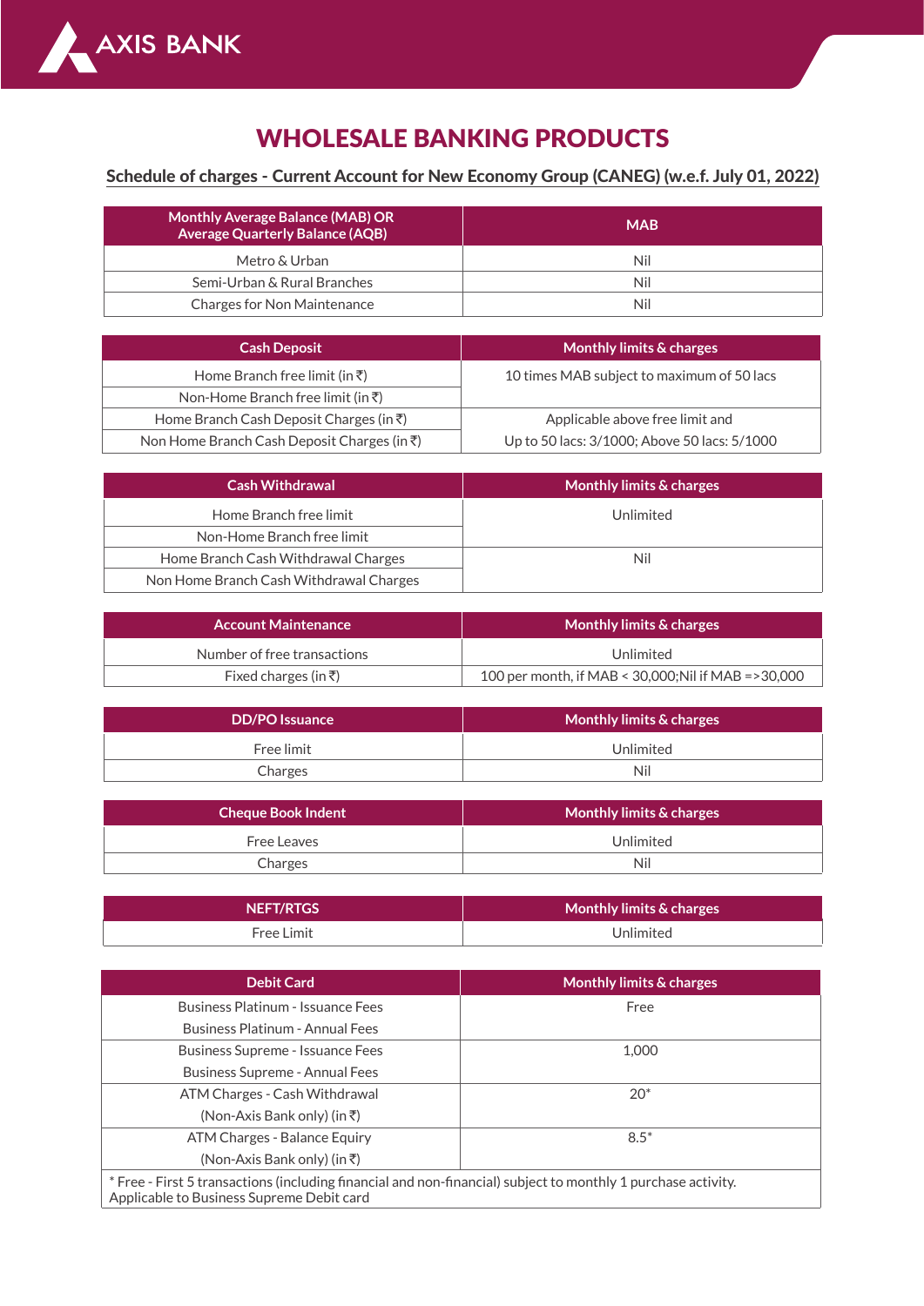# WHOLESALE BANKING PRODUCTS

## Schedule of charges - Current Account for New Economy Group (CANEG) (w.e.f. July 01, 2022)

| Monthly Average Balance (MAB) OR Average Quarterly Balance (AQB) | MAB |
|---|---|
| Metro & Urban | Nil |
| Semi-Urban & Rural Branches | Nil |
| Charges for Non Maintenance | Nil |

| Cash Deposit | Monthly limits & charges |
|---|---|
| Home Branch free limit (in ₹) | 10 times MAB subject to maximum of 50 lacs |
| Non-Home Branch free limit (in ₹) | |
| Home Branch Cash Deposit Charges (in ₹) | Applicable above free limit and Up to 50 lacs: 3/1000; Above 50 lacs: 5/1000 |
| Non Home Branch Cash Deposit Charges (in ₹) | |

| Cash Withdrawal | Monthly limits & charges |
|---|---|
| Home Branch free limit | Unlimited |
| Non-Home Branch free limit | |
| Home Branch Cash Withdrawal Charges | Nil |
| Non Home Branch Cash Withdrawal Charges | |

| Account Maintenance | Monthly limits & charges |
|---|---|
| Number of free transactions | Unlimited |
| Fixed charges (in ₹) | 100 per month, if MAB < 30,000;Nil if MAB =>30,000 |

| DD/PO Issuance | Monthly limits & charges |
|---|---|
| Free limit | Unlimited |
| Charges | Nil |

| Cheque Book Indent | Monthly limits & charges |
|---|---|
| Free Leaves | Unlimited |
| Charges | Nil |

| NEFT/RTGS | Monthly limits & charges |
|---|---|
| Free Limit | Unlimited |

| Debit Card | Monthly limits & charges |
|---|---|
| Business Platinum - Issuance Fees<br>Business Platinum - Annual Fees | Free |
| Business Supreme - Issuance Fees<br>Business Supreme - Annual Fees | 1,000 |
| ATM Charges - Cash Withdrawal<br>(Non-Axis Bank only) (in ₹) | 20* |
| ATM Charges - Balance Equiry<br>(Non-Axis Bank only) (in ₹) | 8.5* |

\* Free - First 5 transactions (including financial and non-financial) subject to monthly 1 purchase activity. Applicable to Business Supreme Debit card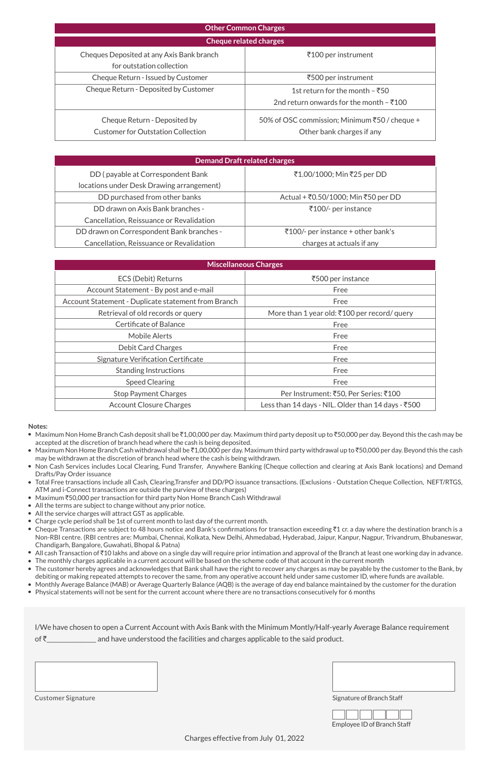## Other Common Charges

| Cheque related charges | |
|---|---|
| Cheques Deposited at any Axis Bank branch for outstation collection | ₹100 per instrument |
| Cheque Return - Issued by Customer | ₹500 per instrument |
| Cheque Return - Deposited by Customer | 1st return for the month – ₹50<br>2nd return onwards for the month – ₹100 |
| Cheque Return - Deposited by Customer for Outstation Collection | 50% of OSC commission; Minimum ₹50 / cheque + Other bank charges if any |

| Demand Draft related charges | |
|---|---|
| DD ( payable at Correspondent Bank locations under Desk Drawing arrangement) | ₹1.00/1000; Min ₹25 per DD |
| DD purchased from other banks | Actual + ₹0.50/1000; Min ₹50 per DD |
| DD drawn on Axis Bank branches - Cancellation, Reissuance or Revalidation | ₹100/- per instance |
| DD drawn on Correspondent Bank branches - Cancellation, Reissuance or Revalidation | ₹100/- per instance + other bank's charges at actuals if any |

| Miscellaneous Charges | |
|---|---|
| ECS (Debit) Returns | ₹500 per instance |
| Account Statement - By post and e-mail | Free |
| Account Statement - Duplicate statement from Branch | Free |
| Retrieval of old records or query | More than 1 year old: ₹100 per record/ query |
| Certificate of Balance | Free |
| Mobile Alerts | Free |
| Debit Card Charges | Free |
| Signature Verification Certificate | Free |
| Standing Instructions | Free |
| Speed Clearing | Free |
| Stop Payment Charges | Per Instrument: ₹50, Per Series: ₹100 |
| Account Closure Charges | Less than 14 days - NIL. Older than 14 days - ₹500 |

**Notes:**

- Maximum Non Home Branch Cash deposit shall be ₹1,00,000 per day. Maximum third party deposit up to ₹50,000 per day. Beyond this the cash may be accepted at the discretion of branch head where the cash is being deposited.
- Maximum Non Home Branch Cash withdrawal shall be ₹1,00,000 per day. Maximum third party withdrawal up to ₹50,000 per day. Beyond this the cash may be withdrawn at the discretion of branch head where the cash is being withdrawn.
- Non Cash Services includes Local Clearing, Fund Transfer, Anywhere Banking (Cheque collection and clearing at Axis Bank locations) and Demand Drafts/Pay Order issuance
- Total Free transactions include all Cash, Clearing,Transfer and DD/PO issuance transactions. (Exclusions - Outstation Cheque Collection, NEFT/RTGS, ATM and i-Connect transactions are outside the purview of these charges)
- Maximum ₹50,000 per transaction for third party Non Home Branch Cash Withdrawal
- All the terms are subject to change without any prior notice.
- All the service charges will attract GST as applicable.
- Charge cycle period shall be 1st of current month to last day of the current month.
- Cheque Transactions are subject to 48 hours notice and Bank's confirmations for transaction exceeding ₹1 cr. a day where the destination branch is a Non-RBI centre. (RBI centres are: Mumbai, Chennai, Kolkata, New Delhi, Ahmedabad, Hyderabad, Jaipur, Kanpur, Nagpur, Trivandrum, Bhubaneswar, Chandigarh, Bangalore, Guwahati, Bhopal & Patna)
- All cash Transaction of ₹10 lakhs and above on a single day will require prior intimation and approval of the Branch at least one working day in advance.
- The monthly charges applicable in a current account will be based on the scheme code of that account in the current month
- The customer hereby agrees and acknowledges that Bank shall have the right to recover any charges as may be payable by the customer to the Bank, by debiting or making repeated attempts to recover the same, from any operative account held under same customer ID, where funds are available.
- Monthly Average Balance (MAB) or Average Quarterly Balance (AQB) is the average of day end balance maintained by the customer for the duration
- Physical statements will not be sent for the current account where there are no transactions consecutively for 6 months

I/We have chosen to open a Current Account with Axis Bank with the Minimum Montly/Half-yearly Average Balance requirement of ₹______________ and have understood the facilities and charges applicable to the said product.

Customer Signature

Signature of Branch Staff

Employee ID of Branch Staff

Charges effective from July 01, 2022